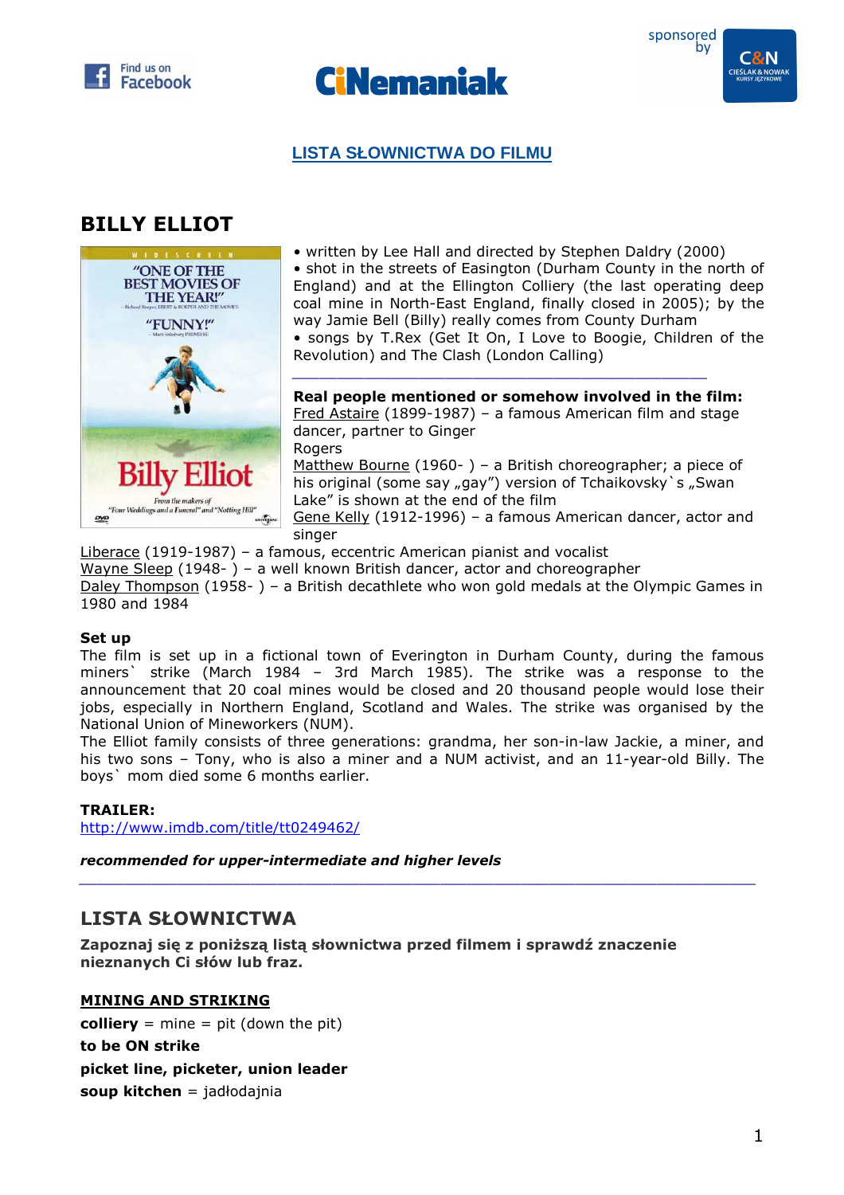## LISTA SŁOWNICTWA DO FILMU

# BILLY ELLIOT

- written by Lee Hall and directed by Stephen Daldry (2000)
- shot in the streets of Easington (Durham County in the north of England) and at the Ellington Colliery (the last operating deep coal mine in North-East England, finally closed in 2005); by the way Jamie Bell (Billy) really comes from County Durham
- songs by T.Rex (Get It On, I Love to Boogie, Children of the Revolution) and The Clash (London Calling)

---

**Real people mentioned or somehow involved in the film:**

Fred Astaire (1899-1987) – a famous American film and stage dancer, partner to Ginger Rogers
Matthew Bourne (1960- ) – a British choreographer; a piece of his original (some say „gay") version of Tchaikovsky`s „Swan Lake" is shown at the end of the film
Gene Kelly (1912-1996) – a famous American dancer, actor and singer
Liberace (1919-1987) – a famous, eccentric American pianist and vocalist
Wayne Sleep (1948- ) – a well known British dancer, actor and choreographer
Daley Thompson (1958- ) – a British decathlete who won gold medals at the Olympic Games in 1980 and 1984

**Set up**

The film is set up in a fictional town of Everington in Durham County, during the famous miners` strike (March 1984 – 3rd March 1985). The strike was a response to the announcement that 20 coal mines would be closed and 20 thousand people would lose their jobs, especially in Northern England, Scotland and Wales. The strike was organised by the National Union of Mineworkers (NUM).
The Elliot family consists of three generations: grandma, her son-in-law Jackie, a miner, and his two sons – Tony, who is also a miner and a NUM activist, and an 11-year-old Billy. The boys` mom died some 6 months earlier.

**TRAILER:**
http://www.imdb.com/title/tt0249462/

***recommended for upper-intermediate and higher levels***

---

## LISTA SŁOWNICTWA

**Zapoznaj się z poniższą listą słownictwa przed filmem i sprawdź znaczenie nieznanych Ci słów lub fraz.**

### MINING AND STRIKING

**colliery** = mine = pit (down the pit)
**to be ON strike**
**picket line, picketer, union leader**
**soup kitchen** = jadłodajnia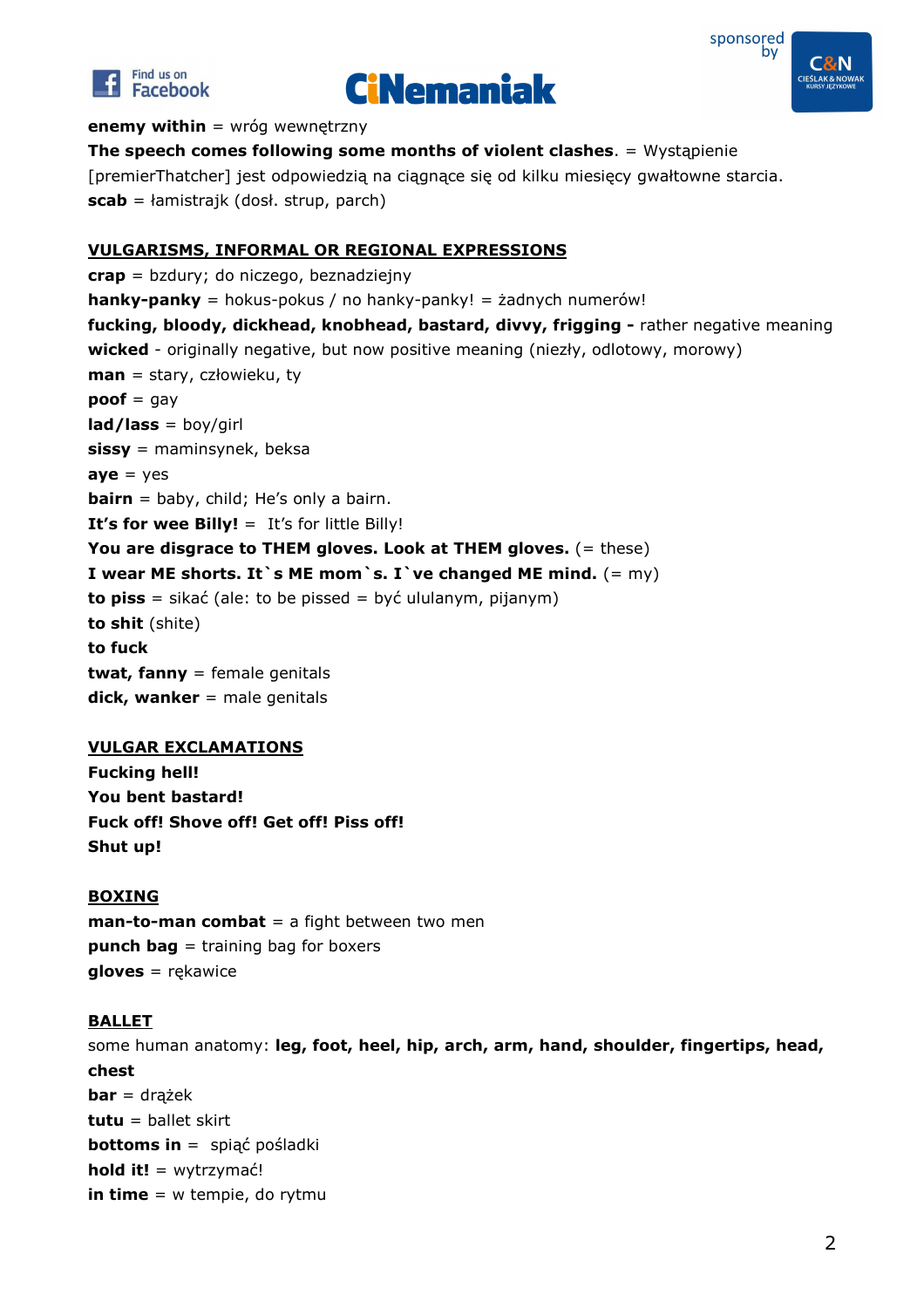**enemy within** = wróg wewnętrzny

**The speech comes following some months of violent clashes**. = Wystąpienie [premierThatcher] jest odpowiedzią na ciągnące się od kilku miesięcy gwałtowne starcia.

**scab** = łamistrajk (dosł. strup, parch)

## VULGARISMS, INFORMAL OR REGIONAL EXPRESSIONS

**crap** = bzdury; do niczego, beznadziejny

**hanky-panky** = hokus-pokus / no hanky-panky! = żadnych numerów!

**fucking, bloody, dickhead, knobhead, bastard, divvy, frigging -** rather negative meaning

**wicked** - originally negative, but now positive meaning (niezły, odlotowy, morowy)

**man** = stary, człowieku, ty

**poof** = gay

**lad/lass** = boy/girl

**sissy** = maminsynek, beksa

**aye** = yes

**bairn** = baby, child; He's only a bairn.

**It's for wee Billy!** = It's for little Billy!

**You are disgrace to THEM gloves. Look at THEM gloves.** (= these)

**I wear ME shorts. It`s ME mom`s. I`ve changed ME mind.** (= my)

**to piss** = sikać (ale: to be pissed = być ululanym, pijanym)

**to shit** (shite)

**to fuck**

**twat, fanny** = female genitals

**dick, wanker** = male genitals

## VULGAR EXCLAMATIONS

**Fucking hell!**

**You bent bastard!**

**Fuck off! Shove off! Get off! Piss off!**

**Shut up!**

## BOXING

**man-to-man combat** = a fight between two men

**punch bag** = training bag for boxers

**gloves** = rękawice

## BALLET

some human anatomy: **leg, foot, heel, hip, arch, arm, hand, shoulder, fingertips, head, chest**

**bar** = drążek

**tutu** = ballet skirt

**bottoms in** = spiąć pośladki

**hold it!** = wytrzymać!

**in time** = w tempie, do rytmu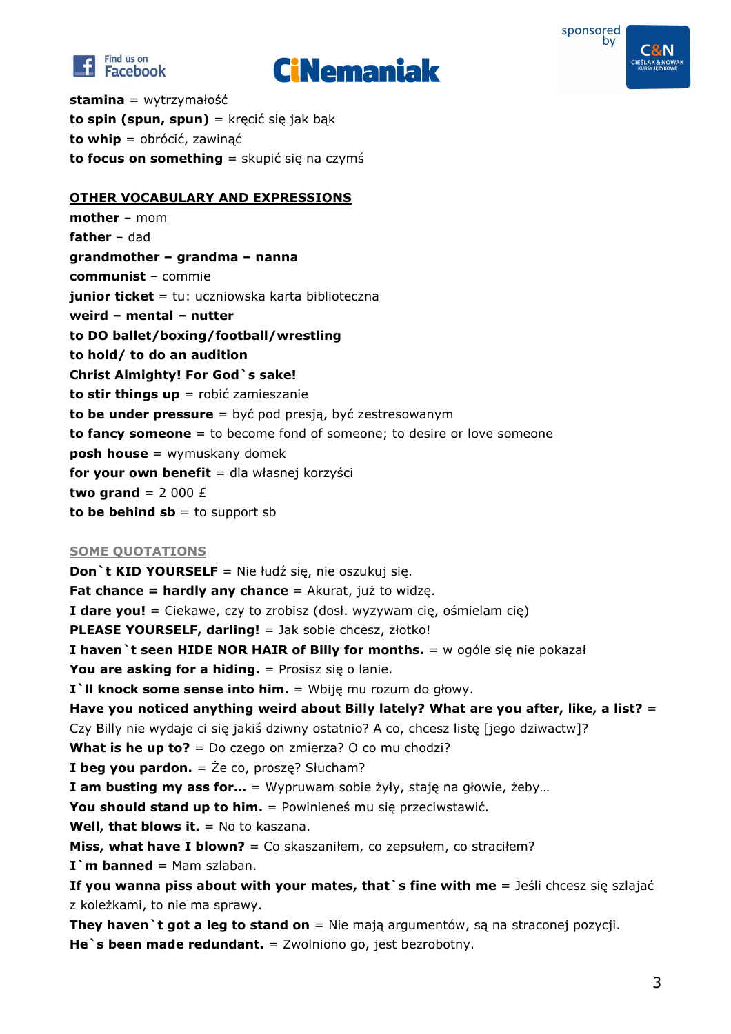**stamina** = wytrzymałość
**to spin (spun, spun)** = kręcić się jak bąk
**to whip** = obrócić, zawinąć
**to focus on something** = skupić się na czymś

## OTHER VOCABULARY AND EXPRESSIONS

**mother** – mom
**father** – dad
**grandmother – grandma – nanna**
**communist** – commie
**junior ticket** = tu: uczniowska karta biblioteczna
**weird – mental – nutter**
**to DO ballet/boxing/football/wrestling**
**to hold/ to do an audition**
**Christ Almighty! For God`s sake!**
**to stir things up** = robić zamieszanie
**to be under pressure** = być pod presją, być zestresowanym
**to fancy someone** = to become fond of someone; to desire or love someone
**posh house** = wymuskany domek
**for your own benefit** = dla własnej korzyści
**two grand** = 2 000 £
**to be behind sb** = to support sb

## SOME QUOTATIONS

**Don`t KID YOURSELF** = Nie łudź się, nie oszukuj się.
**Fat chance = hardly any chance** = Akurat, już to widzę.
**I dare you!** = Ciekawe, czy to zrobisz (dosł. wyzywam cię, ośmielam cię)
**PLEASE YOURSELF, darling!** = Jak sobie chcesz, złotko!
**I haven`t seen HIDE NOR HAIR of Billy for months.** = w ogóle się nie pokazał
**You are asking for a hiding.** = Prosisz się o lanie.
**I`ll knock some sense into him.** = Wbiję mu rozum do głowy.
**Have you noticed anything weird about Billy lately? What are you after, like, a list?** = Czy Billy nie wydaje ci się jakiś dziwny ostatnio? A co, chcesz listę [jego dziwactw]?
**What is he up to?** = Do czego on zmierza? O co mu chodzi?
**I beg you pardon.** = Że co, proszę? Słucham?
**I am busting my ass for...** = Wypruwam sobie żyły, staję na głowie, żeby...
**You should stand up to him.** = Powinieneś mu się przeciwstawić.
**Well, that blows it.** = No to kaszana.
**Miss, what have I blown?** = Co skaszaniłem, co zepsułem, co straciłem?
**I`m banned** = Mam szlaban.
**If you wanna piss about with your mates, that`s fine with me** = Jeśli chcesz się szlajać z koleżkami, to nie ma sprawy.
**They haven`t got a leg to stand on** = Nie mają argumentów, są na straconej pozycji.
**He`s been made redundant.** = Zwolniono go, jest bezrobotny.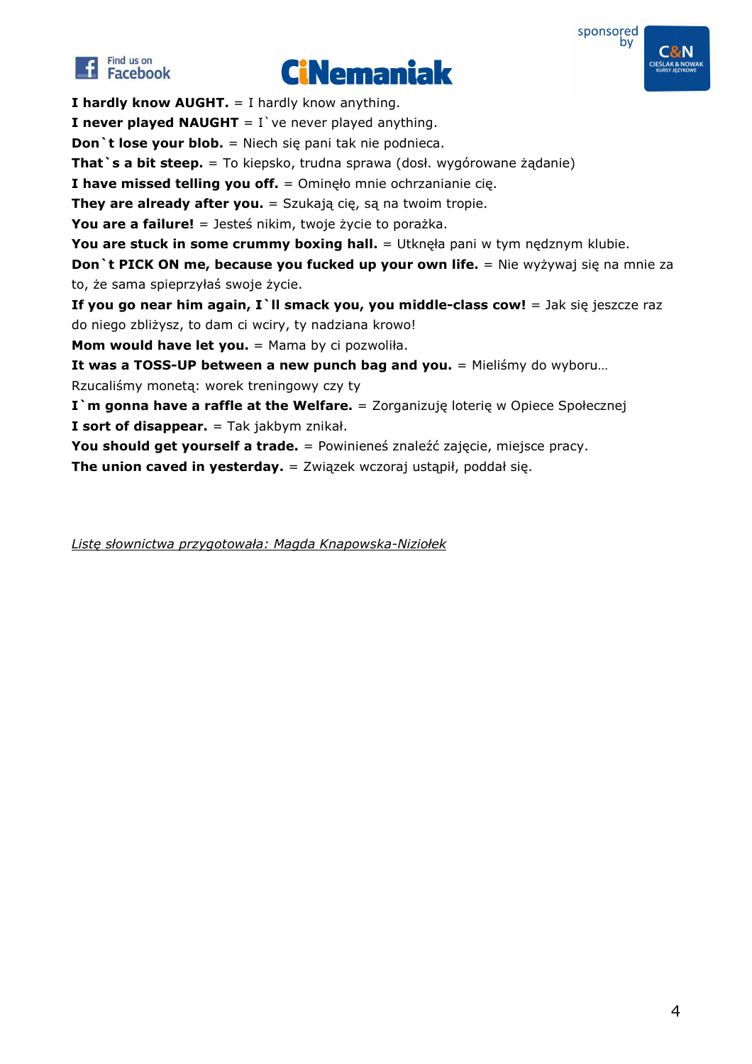**I hardly know AUGHT.** = I hardly know anything.

**I never played NAUGHT** = I`ve never played anything.

**Don`t lose your blob.** = Niech się pani tak nie podnieca.

**That`s a bit steep.** = To kiepsko, trudna sprawa (dosł. wygórowane żądanie)

**I have missed telling you off.** = Ominęło mnie ochrzanianie cię.

**They are already after you.** = Szukają cię, są na twoim tropie.

**You are a failure!** = Jesteś nikim, twoje życie to porażka.

**You are stuck in some crummy boxing hall.** = Utknęła pani w tym nędznym klubie.

**Don`t PICK ON me, because you fucked up your own life.** = Nie wyżywaj się na mnie za to, że sama spieprzyłaś swoje życie.

**If you go near him again, I`ll smack you, you middle-class cow!** = Jak się jeszcze raz do niego zbliżysz, to dam ci wciry, ty nadziana krowo!

**Mom would have let you.** = Mama by ci pozwoliła.

**It was a TOSS-UP between a new punch bag and you.** = Mieliśmy do wyboru… Rzucaliśmy monetą: worek treningowy czy ty

**I`m gonna have a raffle at the Welfare.** = Zorganizuję loterię w Opiece Społecznej

**I sort of disappear.** = Tak jakbym znikał.

**You should get yourself a trade.** = Powinieneś znaleźć zajęcie, miejsce pracy.

**The union caved in yesterday.** = Związek wczoraj ustąpił, poddał się.

*Listę słownictwa przygotowała: Magda Knapowska-Niziołek*